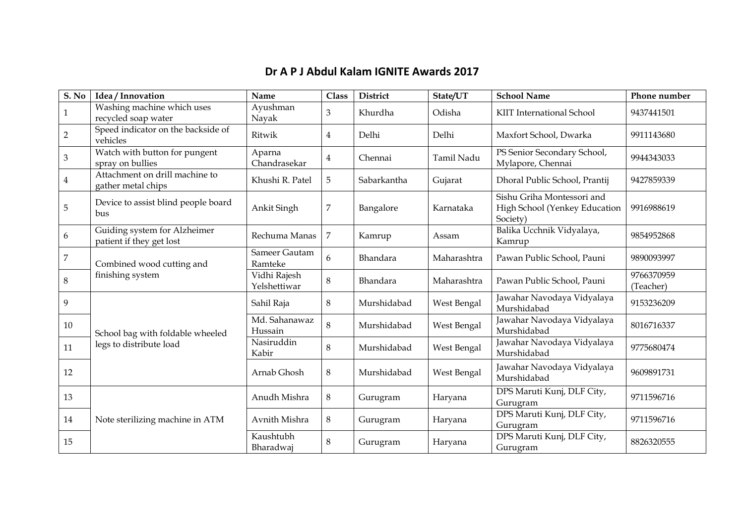# Dr A P J Abdul Kalam IGNITE Awards 2017

| S. No | Idea / Innovation | Name | Class | District | State/UT | School Name | Phone number |
|---|---|---|---|---|---|---|---|
| 1 | Washing machine which uses recycled soap water | Ayushman Nayak | 3 | Khurdha | Odisha | KIIT International School | 9437441501 |
| 2 | Speed indicator on the backside of vehicles | Ritwik | 4 | Delhi | Delhi | Maxfort School, Dwarka | 9911143680 |
| 3 | Watch with button for pungent spray on bullies | Aparna Chandrasekar | 4 | Chennai | Tamil Nadu | PS Senior Secondary School, Mylapore, Chennai | 9944343033 |
| 4 | Attachment on drill machine to gather metal chips | Khushi R. Patel | 5 | Sabarkantha | Gujarat | Dhoral Public School, Prantij | 9427859339 |
| 5 | Device to assist blind people board bus | Ankit Singh | 7 | Bangalore | Karnataka | Sishu Griha Montessori and High School (Yenkey Education Society) | 9916988619 |
| 6 | Guiding system for Alzheimer patient if they get lost | Rechuma Manas | 7 | Kamrup | Assam | Balika Ucchnik Vidyalaya, Kamrup | 9854952868 |
| 7 | Combined wood cutting and finishing system | Sameer Gautam Ramteke | 6 | Bhandara | Maharashtra | Pawan Public School, Pauni | 9890093997 |
| 8 | | Vidhi Rajesh Yelshettiwar | 8 | Bhandara | Maharashtra | Pawan Public School, Pauni | 9766370959 (Teacher) |
| 9 | School bag with foldable wheeled legs to distribute load | Sahil Raja | 8 | Murshidabad | West Bengal | Jawahar Navodaya Vidyalaya Murshidabad | 9153236209 |
| 10 | | Md. Sahanawaz Hussain | 8 | Murshidabad | West Bengal | Jawahar Navodaya Vidyalaya Murshidabad | 8016716337 |
| 11 | | Nasiruddin Kabir | 8 | Murshidabad | West Bengal | Jawahar Navodaya Vidyalaya Murshidabad | 9775680474 |
| 12 | | Arnab Ghosh | 8 | Murshidabad | West Bengal | Jawahar Navodaya Vidyalaya Murshidabad | 9609891731 |
| 13 | Note sterilizing machine in ATM | Anudh Mishra | 8 | Gurugram | Haryana | DPS Maruti Kunj, DLF City, Gurugram | 9711596716 |
| 14 | | Avnith Mishra | 8 | Gurugram | Haryana | DPS Maruti Kunj, DLF City, Gurugram | 9711596716 |
| 15 | | Kaushtubh Bharadwaj | 8 | Gurugram | Haryana | DPS Maruti Kunj, DLF City, Gurugram | 8826320555 |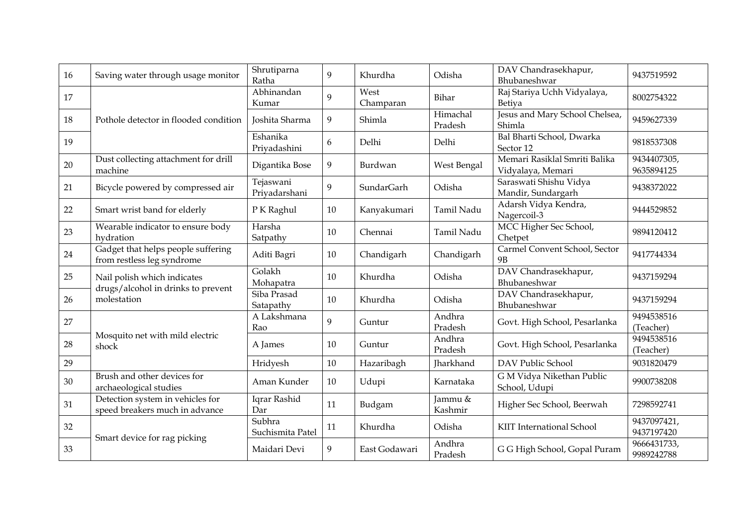| 16 | Saving water through usage monitor | Shrutiparna Ratha | 9 | Khurdha | Odisha | DAV Chandrasekhapur, Bhubaneshwar | 9437519592 |
|---|---|---|---|---|---|---|---|
| 17 | Pothole detector in flooded condition | Abhinandan Kumar | 9 | West Champaran | Bihar | Raj Stariya Uchh Vidyalaya, Betiya | 8002754322 |
| 18 | | Joshita Sharma | 9 | Shimla | Himachal Pradesh | Jesus and Mary School Chelsea, Shimla | 9459627339 |
| 19 | | Eshanika Priyadashini | 6 | Delhi | Delhi | Bal Bharti School, Dwarka Sector 12 | 9818537308 |
| 20 | Dust collecting attachment for drill machine | Digantika Bose | 9 | Burdwan | West Bengal | Memari Rasiklal Smriti Balika Vidyalaya, Memari | 9434407305, 9635894125 |
| 21 | Bicycle powered by compressed air | Tejaswani Priyadarshani | 9 | SundarGarh | Odisha | Saraswati Shishu Vidya Mandir, Sundargarh | 9438372022 |
| 22 | Smart wrist band for elderly | P K Raghul | 10 | Kanyakumari | Tamil Nadu | Adarsh Vidya Kendra, Nagercoil-3 | 9444529852 |
| 23 | Wearable indicator to ensure body hydration | Harsha Satpathy | 10 | Chennai | Tamil Nadu | MCC Higher Sec School, Chetpet | 9894120412 |
| 24 | Gadget that helps people suffering from restless leg syndrome | Aditi Bagri | 10 | Chandigarh | Chandigarh | Carmel Convent School, Sector 9B | 9417744334 |
| 25 | Nail polish which indicates drugs/alcohol in drinks to prevent molestation | Golakh Mohapatra | 10 | Khurdha | Odisha | DAV Chandrasekhapur, Bhubaneshwar | 9437159294 |
| 26 | | Siba Prasad Satapathy | 10 | Khurdha | Odisha | DAV Chandrasekhapur, Bhubaneshwar | 9437159294 |
| 27 | Mosquito net with mild electric shock | A Lakshmana Rao | 9 | Guntur | Andhra Pradesh | Govt. High School, Pesarlanka | 9494538516 (Teacher) |
| 28 | | A James | 10 | Guntur | Andhra Pradesh | Govt. High School, Pesarlanka | 9494538516 (Teacher) |
| 29 | | Hridyesh | 10 | Hazaribagh | Jharkhand | DAV Public School | 9031820479 |
| 30 | Brush and other devices for archaeological studies | Aman Kunder | 10 | Udupi | Karnataka | G M Vidya Nikethan Public School, Udupi | 9900738208 |
| 31 | Detection system in vehicles for speed breakers much in advance | Iqrar Rashid Dar | 11 | Budgam | Jammu & Kashmir | Higher Sec School, Beerwah | 7298592741 |
| 32 | Smart device for rag picking | Subhra Suchismita Patel | 11 | Khurdha | Odisha | KIIT International School | 9437097421, 9437197420 |
| 33 | | Maidari Devi | 9 | East Godawari | Andhra Pradesh | G G High School, Gopal Puram | 9666431733, 9989242788 |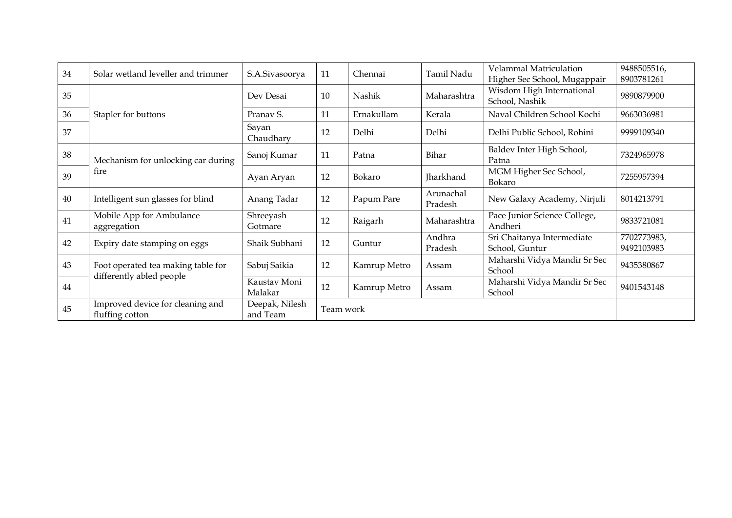| | | | | | | | |
|---|---|---|---|---|---|---|---|
| 34 | Solar wetland leveller and trimmer | S.A.Sivasoorya | 11 | Chennai | Tamil Nadu | Velammal Matriculation Higher Sec School, Mugappair | 9488505516, 8903781261 |
| 35 | Stapler for buttons | Dev Desai | 10 | Nashik | Maharashtra | Wisdom High International School, Nashik | 9890879900 |
| 36 | | Pranav S. | 11 | Ernakullam | Kerala | Naval Children School Kochi | 9663036981 |
| 37 | | Sayan Chaudhary | 12 | Delhi | Delhi | Delhi Public School, Rohini | 9999109340 |
| 38 | Mechanism for unlocking car during fire | Sanoj Kumar | 11 | Patna | Bihar | Baldev Inter High School, Patna | 7324965978 |
| 39 | | Ayan Aryan | 12 | Bokaro | Jharkhand | MGM Higher Sec School, Bokaro | 7255957394 |
| 40 | Intelligent sun glasses for blind | Anang Tadar | 12 | Papum Pare | Arunachal Pradesh | New Galaxy Academy, Nirjuli | 8014213791 |
| 41 | Mobile App for Ambulance aggregation | Shreeyash Gotmare | 12 | Raigarh | Maharashtra | Pace Junior Science College, Andheri | 9833721081 |
| 42 | Expiry date stamping on eggs | Shaik Subhani | 12 | Guntur | Andhra Pradesh | Sri Chaitanya Intermediate School, Guntur | 7702773983, 9492103983 |
| 43 | Foot operated tea making table for differently abled people | Sabuj Saikia | 12 | Kamrup Metro | Assam | Maharshi Vidya Mandir Sr Sec School | 9435380867 |
| 44 | | Kaustav Moni Malakar | 12 | Kamrup Metro | Assam | Maharshi Vidya Mandir Sr Sec School | 9401543148 |
| 45 | Improved device for cleaning and fluffing cotton | Deepak, Nilesh and Team | Team work | | | | |